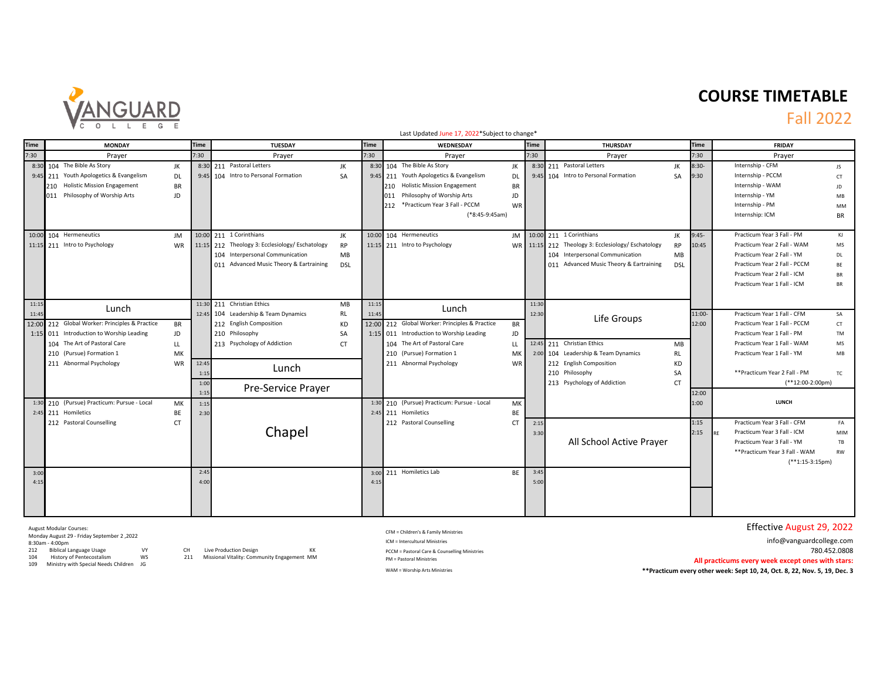VANGUARD COLLEGE

# COURSE TIMETABLE

## Fall 2022

Last Updated June 17, 2022*Subject to change*

| Time | MONDAY | | Time | TUESDAY | | Time | WEDNESDAY | | Time | THURSDAY | | Time | FRIDAY | |
|---|---|---|---|---|---|---|---|---|---|---|---|---|---|---|
| 7:30 | Prayer | | 7:30 | Prayer | | 7:30 | Prayer | | 7:30 | Prayer | | 7:30 | Prayer | |
| 8:30 9:45 | 104 The Bible As Story | JK | 8:30 9:45 | 211 Pastoral Letters | JK | 8:30 9:45 | 104 The Bible As Story | JK | 8:30 9:45 | 211 Pastoral Letters | JK | 8:30- 9:30 | Internship - CFM | JS |
| | 211 Youth Apologetics & Evangelism | DL | | 104 Intro to Personal Formation | SA | | 211 Youth Apologetics & Evangelism | DL | | 104 Intro to Personal Formation | SA | | Internship - PCCM | CT |
| | 210 Holistic Mission Engagement | BR | | | | | 210 Holistic Mission Engagement | BR | | | | | Internship - WAM | JD |
| | 011 Philosophy of Worship Arts | JD | | | | | 011 Philosophy of Worship Arts | JD | | | | | Internship - YM | MB |
| | | | | | | | 212 *Practicum Year 3 Fall - PCCM (*8:45-9:45am) | WR | | | | | Internship - PM | MM |
| | | | | | | | | | | | | | Internship: ICM | BR |
| 10:00 11:15 | 104 Hermeneutics | JM | 10:00 11:15 | 211 1 Corinthians | JK | 10:00 11:15 | 104 Hermeneutics | JM | 10:00 11:15 | 211 1 Corinthians | JK | 9:45- 10:45 | Practicum Year 3 Fall - PM | KJ |
| | 211 Intro to Psychology | WR | | 212 Theology 3: Ecclesiology/ Eschatology | RP | | 211 Intro to Psychology | WR | | 212 Theology 3: Ecclesiology/ Eschatology | RP | | Practicum Year 2 Fall - WAM | MS |
| | | | | 104 Interpersonal Communication | MB | | | | | 104 Interpersonal Communication | MB | | Practicum Year 2 Fall - YM | DL |
| | | | | 011 Advanced Music Theory & Eartraining | DSL | | | | | 011 Advanced Music Theory & Eartraining | DSL | | Practicum Year 2 Fall - PCCM | BE |
| | | | | | | | | | | | | | Practicum Year 2 Fall - ICM | BR |
| | | | | | | | | | | | | | Practicum Year 1 Fall - ICM | BR |
| 11:15 11:45 | Lunch | | 11:30 12:45 | 211 Christian Ethics | MB | 11:15 11:45 | Lunch | | 11:30 12:30 | Life Groups | | 11:00- 12:00 | Practicum Year 1 Fall - CFM | SA |
| 12:00 1:15 | 212 Global Worker: Principles & Practice | BR | | 104 Leadership & Team Dynamics | RL | 12:00 1:15 | 212 Global Worker: Principles & Practice | BR | | | | | Practicum Year 1 Fall - PCCM | CT |
| | 011 Introduction to Worship Leading | JD | | 212 English Composition | KD | | 011 Introduction to Worship Leading | JD | | | | | Practicum Year 1 Fall - PM | TM |
| | 104 The Art of Pastoral Care | LL | | 210 Philosophy | SA | | 104 The Art of Pastoral Care | LL | 12:45 2:00 | 211 Christian Ethics | MB | | Practicum Year 1 Fall - WAM | MS |
| | 210 (Pursue) Formation 1 | MK | | 213 Psychology of Addiction | CT | | 210 (Pursue) Formation 1 | MK | | 104 Leadership & Team Dynamics | RL | | Practicum Year 1 Fall - YM | MB |
| | 211 Abnormal Psychology | WR | 12:45 1:15 | Lunch | | | 211 Abnormal Psychology | WR | | 212 English Composition | KD | | | |
| | | | 1:00 1:15 | Pre-Service Prayer | | | | | | 210 Philosophy | SA | | **Practicum Year 2 Fall - PM (**12:00-2:00pm) | TC |
| | | | | | | | | | | 213 Psychology of Addiction | CT | 12:00 1:00 | LUNCH | |
| 1:30 2:45 | 210 (Pursue) Practicum: Pursue - Local | MK | 1:15 2:30 | Chapel | | 1:30 2:45 | 210 (Pursue) Practicum: Pursue - Local | MK | | | | | | |
| | 211 Homiletics | BE | | | | | 211 Homiletics | BE | | | | 1:15 2:15 | Practicum Year 3 Fall - CFM | FA |
| | 212 Pastoral Counselling | CT | | | | | 212 Pastoral Counselling | CT | 2:15 3:30 | All School Active Prayer | | | Practicum Year 3 Fall - ICM | MIM |
| | | | | | | | | | | | | | Practicum Year 3 Fall - YM | TB |
| | | | | | | | | | | | | | **Practicum Year 3 Fall - WAM (**1:15-3:15pm) | RW |
| 3:00 4:15 | | | 2:45 4:00 | | | 3:00 4:15 | 211 Homiletics Lab | BE | 3:45 5:00 | | | | | |

August Modular Courses:
Monday August 29 - Friday September 2 ,2022
8:30am - 4:00pm

| | | | |
|---|---|---|---|
| 212 | Biblical Language Usage | VY | |
| 104 | History of Pentecostalism | WS | |
| 109 | Ministry with Special Needs Children | JG | |
| CH | Live Production Design | KK | |
| 211 | Missional Vitality: Community Engagement | MM | |

CFM = Children's & Family Ministries
ICM = Intercultural Ministries
PCCM = Pastoral Care & Counselling Ministries
PM = Pastoral Ministries
WAM = Worship Arts Ministries

Effective August 29, 2022
info@vanguardcollege.com
780.452.0808

**All practicums every week except ones with stars:**
**Practicum every other week: Sept 10, 24, Oct. 8, 22, Nov. 5, 19, Dec. 3**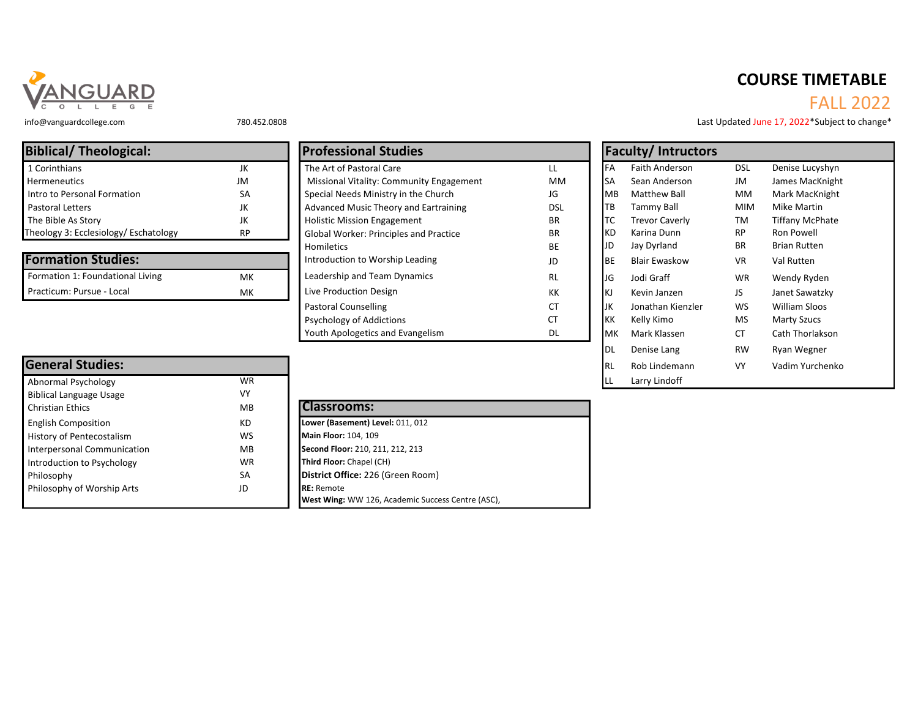VANGUARD COLLEGE

info@vanguardcollege.com 780.452.0808

# COURSE TIMETABLE

## FALL 2022

Last Updated June 17, 2022*Subject to change*

## Biblical/ Theological:

| | |
|---|---|
| 1 Corinthians | JK |
| Hermeneutics | JM |
| Intro to Personal Formation | SA |
| Pastoral Letters | JK |
| The Bible As Story | JK |
| Theology 3: Ecclesiology/ Eschatology | RP |

## Formation Studies:

| | |
|---|---|
| Formation 1: Foundational Living | MK |
| Practicum: Pursue - Local | MK |

## General Studies:

| | |
|---|---|
| Abnormal Psychology | WR |
| Biblical Language Usage | VY |
| Christian Ethics | MB |
| English Composition | KD |
| History of Pentecostalism | WS |
| Interpersonal Communication | MB |
| Introduction to Psychology | WR |
| Philosophy | SA |
| Philosophy of Worship Arts | JD |

## Professional Studies

| | |
|---|---|
| The Art of Pastoral Care | LL |
| Missional Vitality: Community Engagement | MM |
| Special Needs Ministry in the Church | JG |
| Advanced Music Theory and Eartraining | DSL |
| Holistic Mission Engagement | BR |
| Global Worker: Principles and Practice | BR |
| Homiletics | BE |
| Introduction to Worship Leading | JD |
| Leadership and Team Dynamics | RL |
| Live Production Design | KK |
| Pastoral Counselling | CT |
| Psychology of Addictions | CT |
| Youth Apologetics and Evangelism | DL |

## Classrooms:

**Lower (Basement) Level:** 011, 012
**Main Floor:** 104, 109
**Second Floor:** 210, 211, 212, 213
**Third Floor:** Chapel (CH)
**District Office:** 226 (Green Room)
**RE:** Remote
**West Wing:** WW 126, Academic Success Centre (ASC),

## Faculty/ Intructors

| | | | |
|---|---|---|---|
| FA | Faith Anderson | DSL | Denise Lucyshyn |
| SA | Sean Anderson | JM | James MacKnight |
| MB | Matthew Ball | MM | Mark MacKnight |
| TB | Tammy Ball | MIM | Mike Martin |
| TC | Trevor Caverly | TM | Tiffany McPhate |
| KD | Karina Dunn | RP | Ron Powell |
| JD | Jay Dyrland | BR | Brian Rutten |
| BE | Blair Ewaskow | VR | Val Rutten |
| JG | Jodi Graff | WR | Wendy Ryden |
| KJ | Kevin Janzen | JS | Janet Sawatzky |
| JK | Jonathan Kienzler | WS | William Sloos |
| KK | Kelly Kimo | MS | Marty Szucs |
| MK | Mark Klassen | CT | Cath Thorlakson |
| DL | Denise Lang | RW | Ryan Wegner |
| RL | Rob Lindemann | VY | Vadim Yurchenko |
| LL | Larry Lindoff | | |